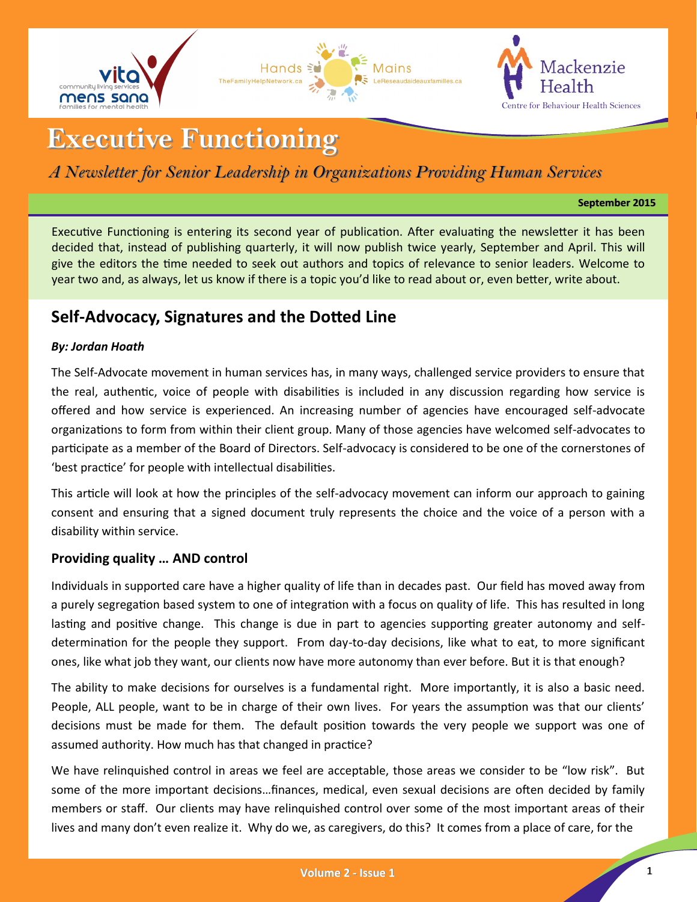# Executive Functioning

*A Newsletter for Senior Leadership in Organizations Providing Human Services*

**September 2015**

Executive Functioning is entering its second year of publication. After evaluating the newsletter it has been decided that, instead of publishing quarterly, it will now publish twice yearly, September and April. This will give the editors the time needed to seek out authors and topics of relevance to senior leaders. Welcome to year two and, as always, let us know if there is a topic you'd like to read about or, even better, write about.

## Self-Advocacy, Signatures and the Dotted Line

***By: Jordan Hoath***

The Self-Advocate movement in human services has, in many ways, challenged service providers to ensure that the real, authentic, voice of people with disabilities is included in any discussion regarding how service is offered and how service is experienced. An increasing number of agencies have encouraged self-advocate organizations to form from within their client group. Many of those agencies have welcomed self-advocates to participate as a member of the Board of Directors. Self-advocacy is considered to be one of the cornerstones of 'best practice' for people with intellectual disabilities.

This article will look at how the principles of the self-advocacy movement can inform our approach to gaining consent and ensuring that a signed document truly represents the choice and the voice of a person with a disability within service.

### Providing quality … AND control

Individuals in supported care have a higher quality of life than in decades past. Our field has moved away from a purely segregation based system to one of integration with a focus on quality of life. This has resulted in long lasting and positive change. This change is due in part to agencies supporting greater autonomy and self-determination for the people they support. From day-to-day decisions, like what to eat, to more significant ones, like what job they want, our clients now have more autonomy than ever before. But it is that enough?

The ability to make decisions for ourselves is a fundamental right. More importantly, it is also a basic need. People, ALL people, want to be in charge of their own lives. For years the assumption was that our clients' decisions must be made for them. The default position towards the very people we support was one of assumed authority. How much has that changed in practice?

We have relinquished control in areas we feel are acceptable, those areas we consider to be "low risk". But some of the more important decisions…finances, medical, even sexual decisions are often decided by family members or staff. Our clients may have relinquished control over some of the most important areas of their lives and many don't even realize it. Why do we, as caregivers, do this? It comes from a place of care, for the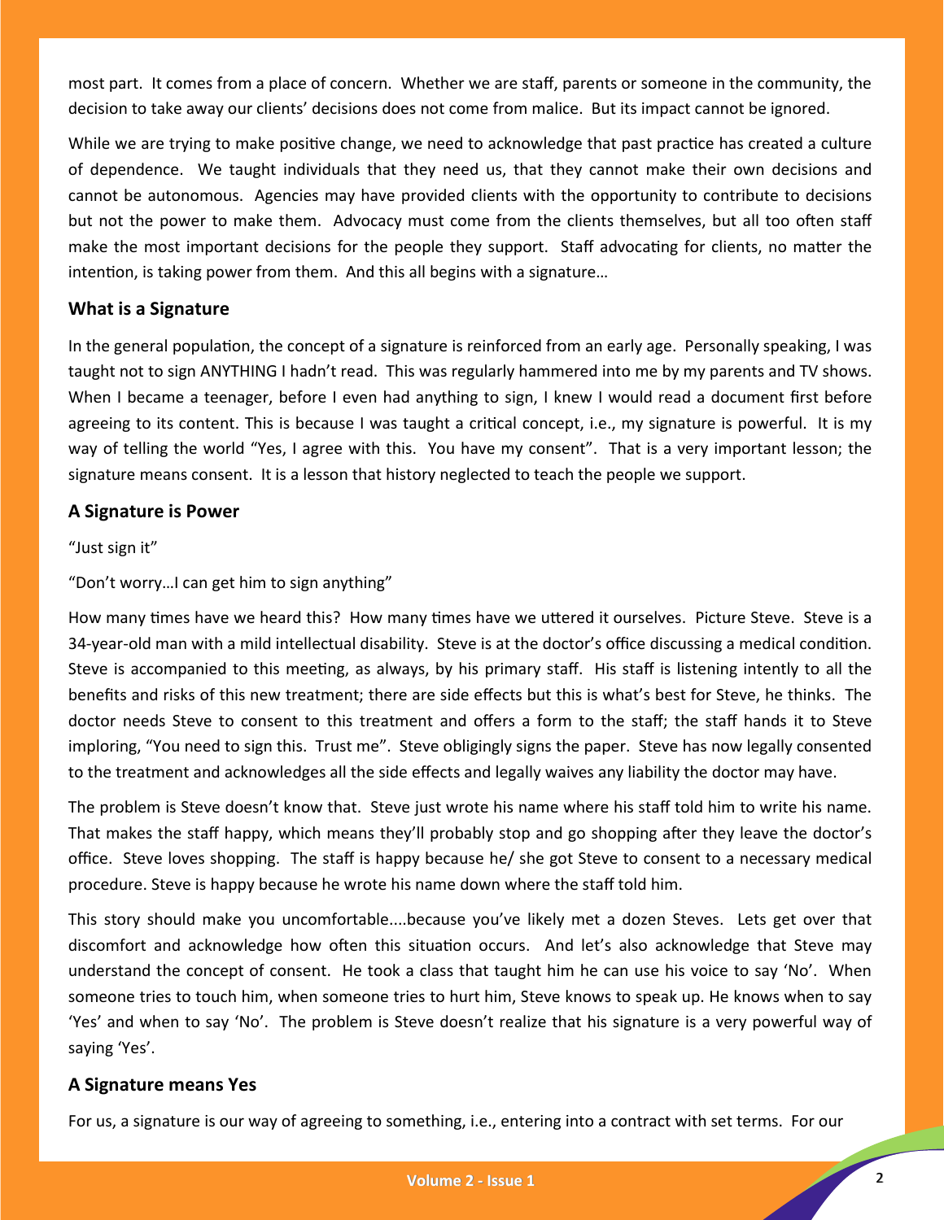most part. It comes from a place of concern. Whether we are staff, parents or someone in the community, the decision to take away our clients' decisions does not come from malice. But its impact cannot be ignored.

While we are trying to make positive change, we need to acknowledge that past practice has created a culture of dependence. We taught individuals that they need us, that they cannot make their own decisions and cannot be autonomous. Agencies may have provided clients with the opportunity to contribute to decisions but not the power to make them. Advocacy must come from the clients themselves, but all too often staff make the most important decisions for the people they support. Staff advocating for clients, no matter the intention, is taking power from them. And this all begins with a signature…

### What is a Signature

In the general population, the concept of a signature is reinforced from an early age. Personally speaking, I was taught not to sign ANYTHING I hadn't read. This was regularly hammered into me by my parents and TV shows. When I became a teenager, before I even had anything to sign, I knew I would read a document first before agreeing to its content. This is because I was taught a critical concept, i.e., my signature is powerful. It is my way of telling the world "Yes, I agree with this. You have my consent". That is a very important lesson; the signature means consent. It is a lesson that history neglected to teach the people we support.

### A Signature is Power

"Just sign it"

"Don't worry…I can get him to sign anything"

How many times have we heard this? How many times have we uttered it ourselves. Picture Steve. Steve is a 34-year-old man with a mild intellectual disability. Steve is at the doctor's office discussing a medical condition. Steve is accompanied to this meeting, as always, by his primary staff. His staff is listening intently to all the benefits and risks of this new treatment; there are side effects but this is what's best for Steve, he thinks. The doctor needs Steve to consent to this treatment and offers a form to the staff; the staff hands it to Steve imploring, "You need to sign this. Trust me". Steve obligingly signs the paper. Steve has now legally consented to the treatment and acknowledges all the side effects and legally waives any liability the doctor may have.

The problem is Steve doesn't know that. Steve just wrote his name where his staff told him to write his name. That makes the staff happy, which means they'll probably stop and go shopping after they leave the doctor's office. Steve loves shopping. The staff is happy because he/ she got Steve to consent to a necessary medical procedure. Steve is happy because he wrote his name down where the staff told him.

This story should make you uncomfortable....because you've likely met a dozen Steves. Lets get over that discomfort and acknowledge how often this situation occurs. And let's also acknowledge that Steve may understand the concept of consent. He took a class that taught him he can use his voice to say 'No'. When someone tries to touch him, when someone tries to hurt him, Steve knows to speak up. He knows when to say 'Yes' and when to say 'No'. The problem is Steve doesn't realize that his signature is a very powerful way of saying 'Yes'.

### A Signature means Yes

For us, a signature is our way of agreeing to something, i.e., entering into a contract with set terms. For our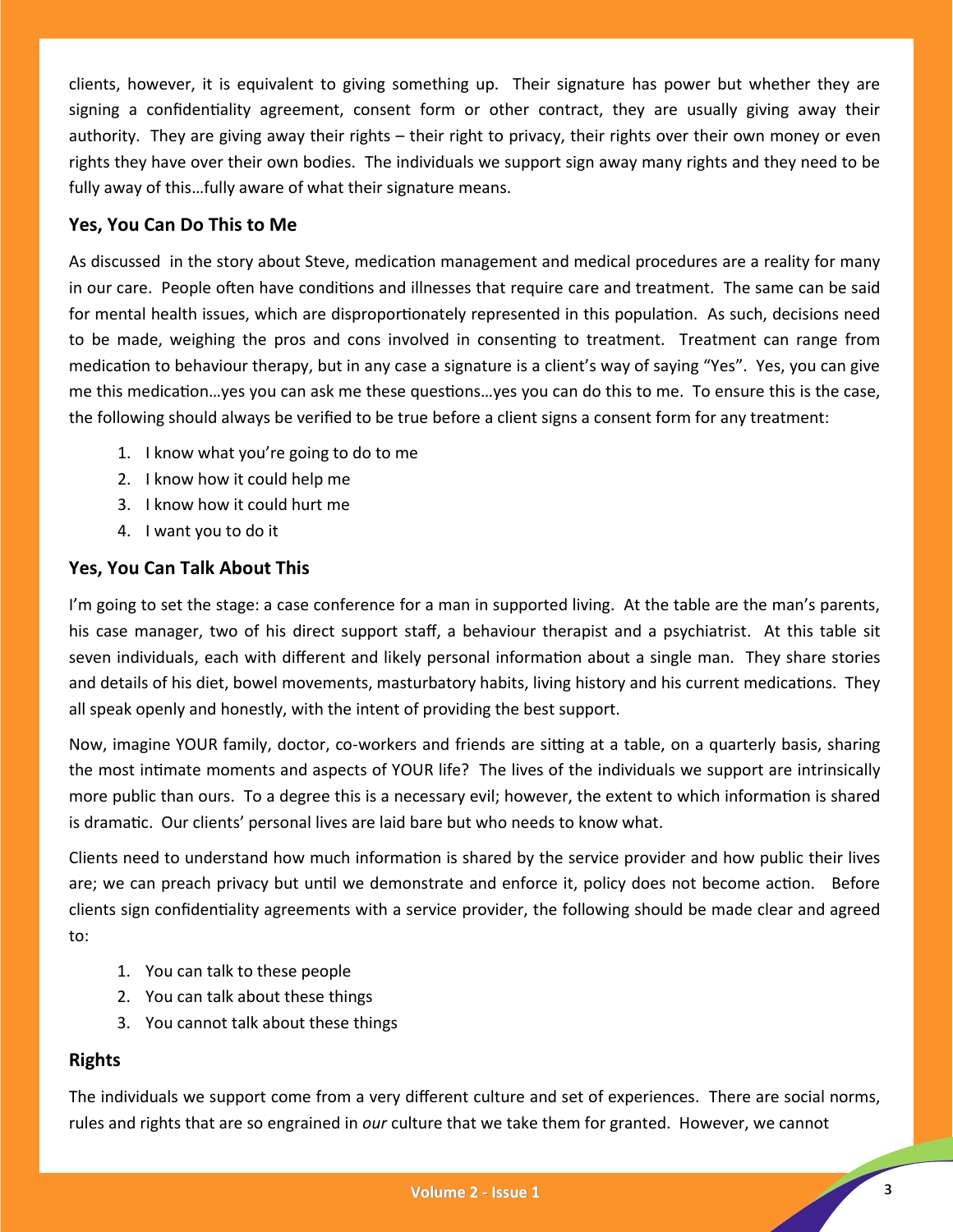clients, however, it is equivalent to giving something up. Their signature has power but whether they are signing a confidentiality agreement, consent form or other contract, they are usually giving away their authority. They are giving away their rights – their right to privacy, their rights over their own money or even rights they have over their own bodies. The individuals we support sign away many rights and they need to be fully away of this…fully aware of what their signature means.

### Yes, You Can Do This to Me

As discussed in the story about Steve, medication management and medical procedures are a reality for many in our care. People often have conditions and illnesses that require care and treatment. The same can be said for mental health issues, which are disproportionately represented in this population. As such, decisions need to be made, weighing the pros and cons involved in consenting to treatment. Treatment can range from medication to behaviour therapy, but in any case a signature is a client's way of saying "Yes". Yes, you can give me this medication…yes you can ask me these questions…yes you can do this to me. To ensure this is the case, the following should always be verified to be true before a client signs a consent form for any treatment:

1. I know what you're going to do to me
2. I know how it could help me
3. I know how it could hurt me
4. I want you to do it

### Yes, You Can Talk About This

I'm going to set the stage: a case conference for a man in supported living. At the table are the man's parents, his case manager, two of his direct support staff, a behaviour therapist and a psychiatrist. At this table sit seven individuals, each with different and likely personal information about a single man. They share stories and details of his diet, bowel movements, masturbatory habits, living history and his current medications. They all speak openly and honestly, with the intent of providing the best support.

Now, imagine YOUR family, doctor, co-workers and friends are sitting at a table, on a quarterly basis, sharing the most intimate moments and aspects of YOUR life? The lives of the individuals we support are intrinsically more public than ours. To a degree this is a necessary evil; however, the extent to which information is shared is dramatic. Our clients' personal lives are laid bare but who needs to know what.

Clients need to understand how much information is shared by the service provider and how public their lives are; we can preach privacy but until we demonstrate and enforce it, policy does not become action. Before clients sign confidentiality agreements with a service provider, the following should be made clear and agreed to:

1. You can talk to these people
2. You can talk about these things
3. You cannot talk about these things

### Rights

The individuals we support come from a very different culture and set of experiences. There are social norms, rules and rights that are so engrained in *our* culture that we take them for granted. However, we cannot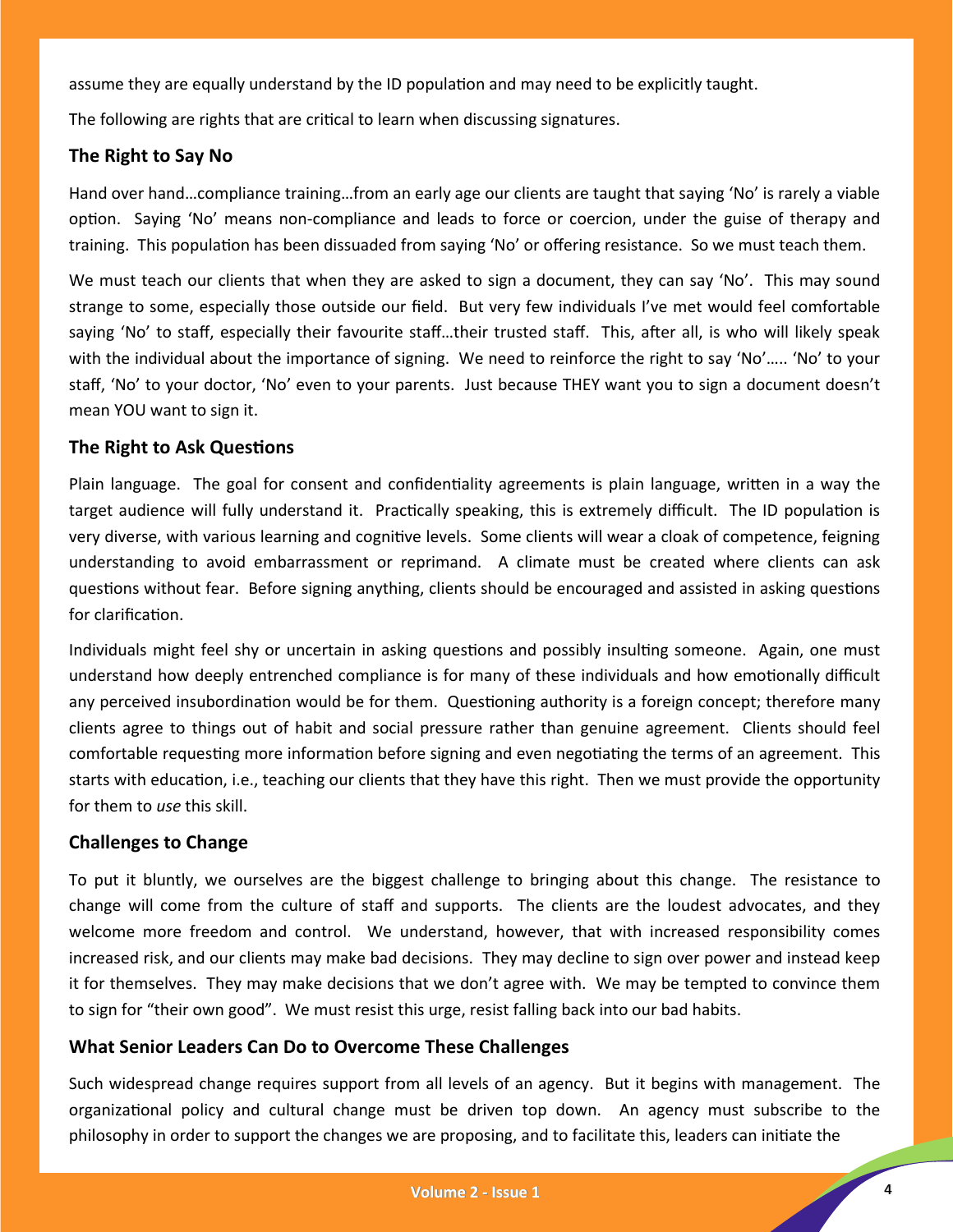assume they are equally understand by the ID population and may need to be explicitly taught.

The following are rights that are critical to learn when discussing signatures.

### The Right to Say No

Hand over hand…compliance training…from an early age our clients are taught that saying 'No' is rarely a viable option. Saying 'No' means non-compliance and leads to force or coercion, under the guise of therapy and training. This population has been dissuaded from saying 'No' or offering resistance. So we must teach them.

We must teach our clients that when they are asked to sign a document, they can say 'No'. This may sound strange to some, especially those outside our field. But very few individuals I've met would feel comfortable saying 'No' to staff, especially their favourite staff…their trusted staff. This, after all, is who will likely speak with the individual about the importance of signing. We need to reinforce the right to say 'No'….. 'No' to your staff, 'No' to your doctor, 'No' even to your parents. Just because THEY want you to sign a document doesn't mean YOU want to sign it.

### The Right to Ask Questions

Plain language. The goal for consent and confidentiality agreements is plain language, written in a way the target audience will fully understand it. Practically speaking, this is extremely difficult. The ID population is very diverse, with various learning and cognitive levels. Some clients will wear a cloak of competence, feigning understanding to avoid embarrassment or reprimand. A climate must be created where clients can ask questions without fear. Before signing anything, clients should be encouraged and assisted in asking questions for clarification.

Individuals might feel shy or uncertain in asking questions and possibly insulting someone. Again, one must understand how deeply entrenched compliance is for many of these individuals and how emotionally difficult any perceived insubordination would be for them. Questioning authority is a foreign concept; therefore many clients agree to things out of habit and social pressure rather than genuine agreement. Clients should feel comfortable requesting more information before signing and even negotiating the terms of an agreement. This starts with education, i.e., teaching our clients that they have this right. Then we must provide the opportunity for them to *use* this skill.

### Challenges to Change

To put it bluntly, we ourselves are the biggest challenge to bringing about this change. The resistance to change will come from the culture of staff and supports. The clients are the loudest advocates, and they welcome more freedom and control. We understand, however, that with increased responsibility comes increased risk, and our clients may make bad decisions. They may decline to sign over power and instead keep it for themselves. They may make decisions that we don't agree with. We may be tempted to convince them to sign for "their own good". We must resist this urge, resist falling back into our bad habits.

### What Senior Leaders Can Do to Overcome These Challenges

Such widespread change requires support from all levels of an agency. But it begins with management. The organizational policy and cultural change must be driven top down. An agency must subscribe to the philosophy in order to support the changes we are proposing, and to facilitate this, leaders can initiate the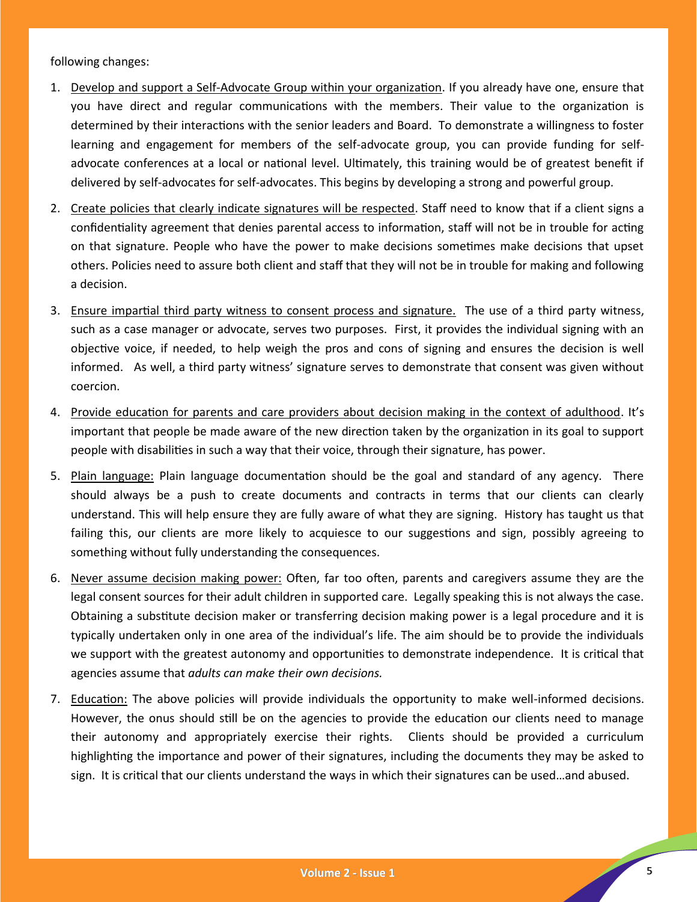following changes:

1. Develop and support a Self-Advocate Group within your organization. If you already have one, ensure that you have direct and regular communications with the members. Their value to the organization is determined by their interactions with the senior leaders and Board. To demonstrate a willingness to foster learning and engagement for members of the self-advocate group, you can provide funding for self-advocate conferences at a local or national level. Ultimately, this training would be of greatest benefit if delivered by self-advocates for self-advocates. This begins by developing a strong and powerful group.

2. Create policies that clearly indicate signatures will be respected. Staff need to know that if a client signs a confidentiality agreement that denies parental access to information, staff will not be in trouble for acting on that signature. People who have the power to make decisions sometimes make decisions that upset others. Policies need to assure both client and staff that they will not be in trouble for making and following a decision.

3. Ensure impartial third party witness to consent process and signature. The use of a third party witness, such as a case manager or advocate, serves two purposes. First, it provides the individual signing with an objective voice, if needed, to help weigh the pros and cons of signing and ensures the decision is well informed. As well, a third party witness' signature serves to demonstrate that consent was given without coercion.

4. Provide education for parents and care providers about decision making in the context of adulthood. It's important that people be made aware of the new direction taken by the organization in its goal to support people with disabilities in such a way that their voice, through their signature, has power.

5. Plain language: Plain language documentation should be the goal and standard of any agency. There should always be a push to create documents and contracts in terms that our clients can clearly understand. This will help ensure they are fully aware of what they are signing. History has taught us that failing this, our clients are more likely to acquiesce to our suggestions and sign, possibly agreeing to something without fully understanding the consequences.

6. Never assume decision making power: Often, far too often, parents and caregivers assume they are the legal consent sources for their adult children in supported care. Legally speaking this is not always the case. Obtaining a substitute decision maker or transferring decision making power is a legal procedure and it is typically undertaken only in one area of the individual's life. The aim should be to provide the individuals we support with the greatest autonomy and opportunities to demonstrate independence. It is critical that agencies assume that *adults can make their own decisions.*

7. Education: The above policies will provide individuals the opportunity to make well-informed decisions. However, the onus should still be on the agencies to provide the education our clients need to manage their autonomy and appropriately exercise their rights. Clients should be provided a curriculum highlighting the importance and power of their signatures, including the documents they may be asked to sign. It is critical that our clients understand the ways in which their signatures can be used…and abused.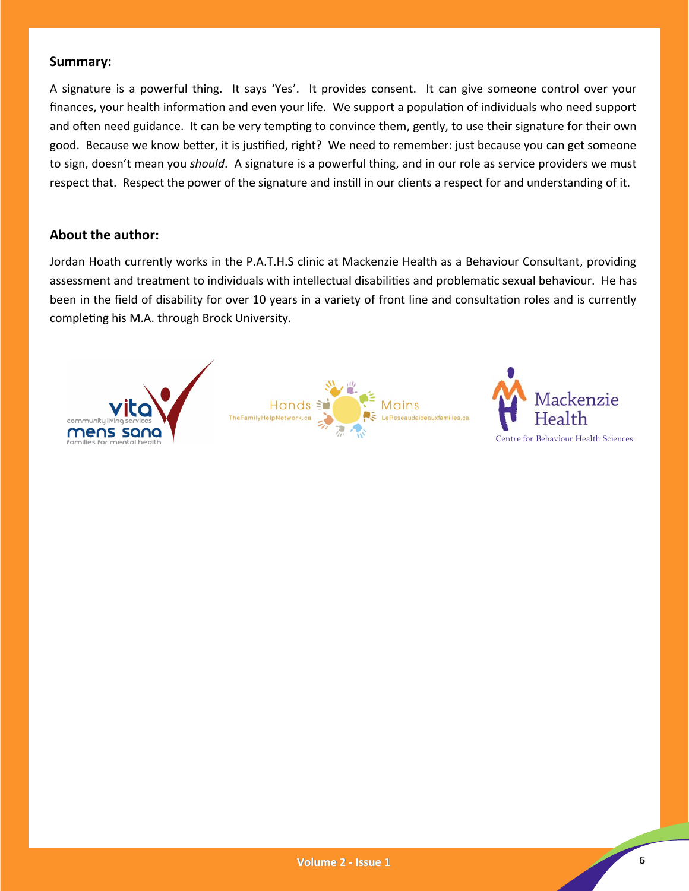**Summary:**

A signature is a powerful thing. It says 'Yes'. It provides consent. It can give someone control over your finances, your health information and even your life. We support a population of individuals who need support and often need guidance. It can be very tempting to convince them, gently, to use their signature for their own good. Because we know better, it is justified, right? We need to remember: just because you can get someone to sign, doesn't mean you *should*. A signature is a powerful thing, and in our role as service providers we must respect that. Respect the power of the signature and instill in our clients a respect for and understanding of it.

**About the author:**

Jordan Hoath currently works in the P.A.T.H.S clinic at Mackenzie Health as a Behaviour Consultant, providing assessment and treatment to individuals with intellectual disabilities and problematic sexual behaviour. He has been in the field of disability for over 10 years in a variety of front line and consultation roles and is currently completing his M.A. through Brock University.

vita community living services
mens sana families for mental health

Hands TheFamilyHelpNetwork.ca
Mains LeReseaudaideauxfamilles.ca

Mackenzie Health
Centre for Behaviour Health Sciences